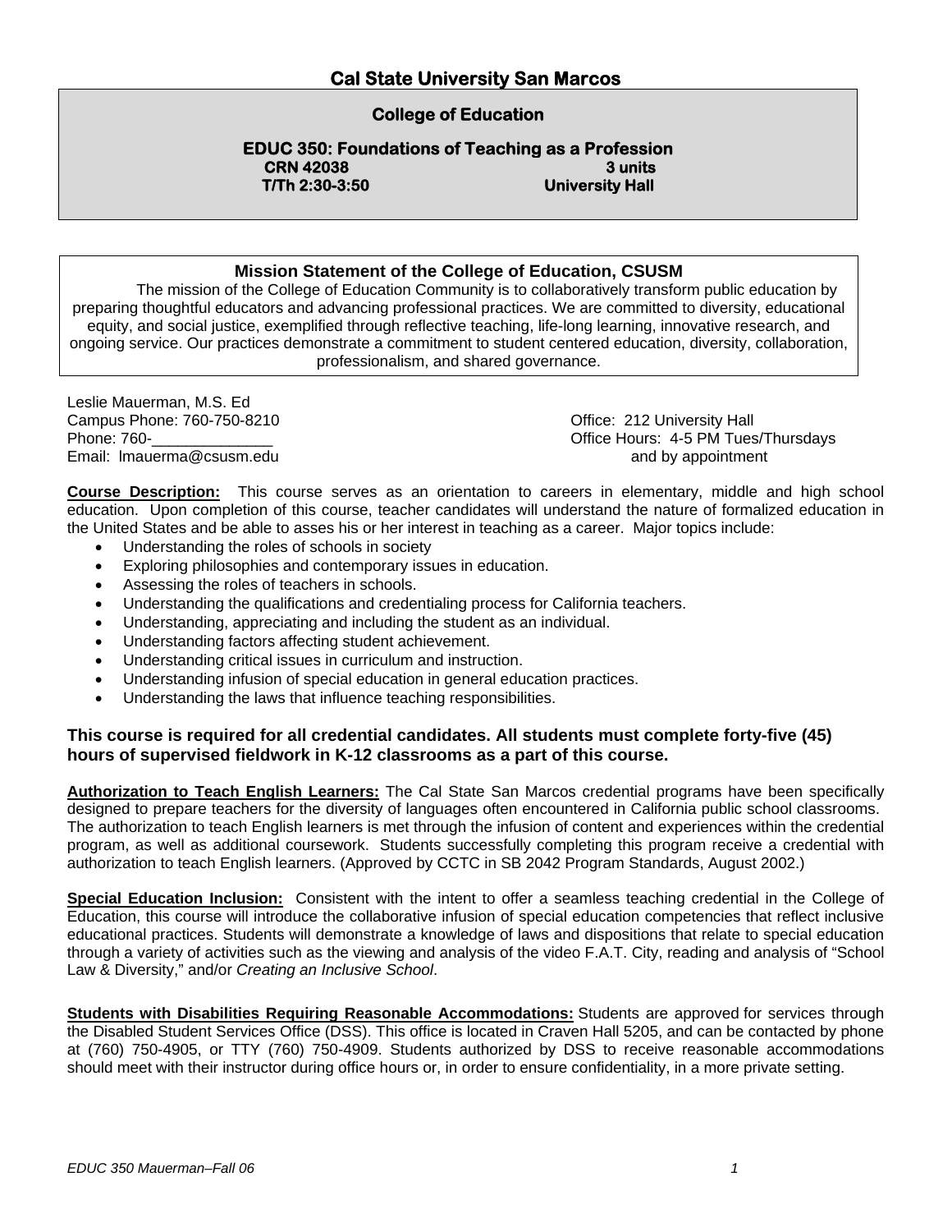# Cal State University San Marcos

## College of Education

### EDUC 350: Foundations of Teaching as a Profession

**CRN 42038** **3 units**

**T/Th 2:30-3:50** **University Hall**

**Mission Statement of the College of Education, CSUSM**

The mission of the College of Education Community is to collaboratively transform public education by preparing thoughtful educators and advancing professional practices. We are committed to diversity, educational equity, and social justice, exemplified through reflective teaching, life-long learning, innovative research, and ongoing service. Our practices demonstrate a commitment to student centered education, diversity, collaboration, professionalism, and shared governance.

Leslie Mauerman, M.S. Ed
Campus Phone: 760-750-8210
Phone: 760-______________
Email: lmauerma@csusm.edu

Office: 212 University Hall
Office Hours: 4-5 PM Tues/Thursdays
and by appointment

**Course Description:** This course serves as an orientation to careers in elementary, middle and high school education. Upon completion of this course, teacher candidates will understand the nature of formalized education in the United States and be able to asses his or her interest in teaching as a career. Major topics include:

- Understanding the roles of schools in society
- Exploring philosophies and contemporary issues in education.
- Assessing the roles of teachers in schools.
- Understanding the qualifications and credentialing process for California teachers.
- Understanding, appreciating and including the student as an individual.
- Understanding factors affecting student achievement.
- Understanding critical issues in curriculum and instruction.
- Understanding infusion of special education in general education practices.
- Understanding the laws that influence teaching responsibilities.

**This course is required for all credential candidates. All students must complete forty-five (45) hours of supervised fieldwork in K-12 classrooms as a part of this course.**

**Authorization to Teach English Learners:** The Cal State San Marcos credential programs have been specifically designed to prepare teachers for the diversity of languages often encountered in California public school classrooms. The authorization to teach English learners is met through the infusion of content and experiences within the credential program, as well as additional coursework. Students successfully completing this program receive a credential with authorization to teach English learners. (Approved by CCTC in SB 2042 Program Standards, August 2002.)

**Special Education Inclusion:** Consistent with the intent to offer a seamless teaching credential in the College of Education, this course will introduce the collaborative infusion of special education competencies that reflect inclusive educational practices. Students will demonstrate a knowledge of laws and dispositions that relate to special education through a variety of activities such as the viewing and analysis of the video F.A.T. City, reading and analysis of "School Law & Diversity," and/or *Creating an Inclusive School*.

**Students with Disabilities Requiring Reasonable Accommodations:** Students are approved for services through the Disabled Student Services Office (DSS). This office is located in Craven Hall 5205, and can be contacted by phone at (760) 750-4905, or TTY (760) 750-4909. Students authorized by DSS to receive reasonable accommodations should meet with their instructor during office hours or, in order to ensure confidentiality, in a more private setting.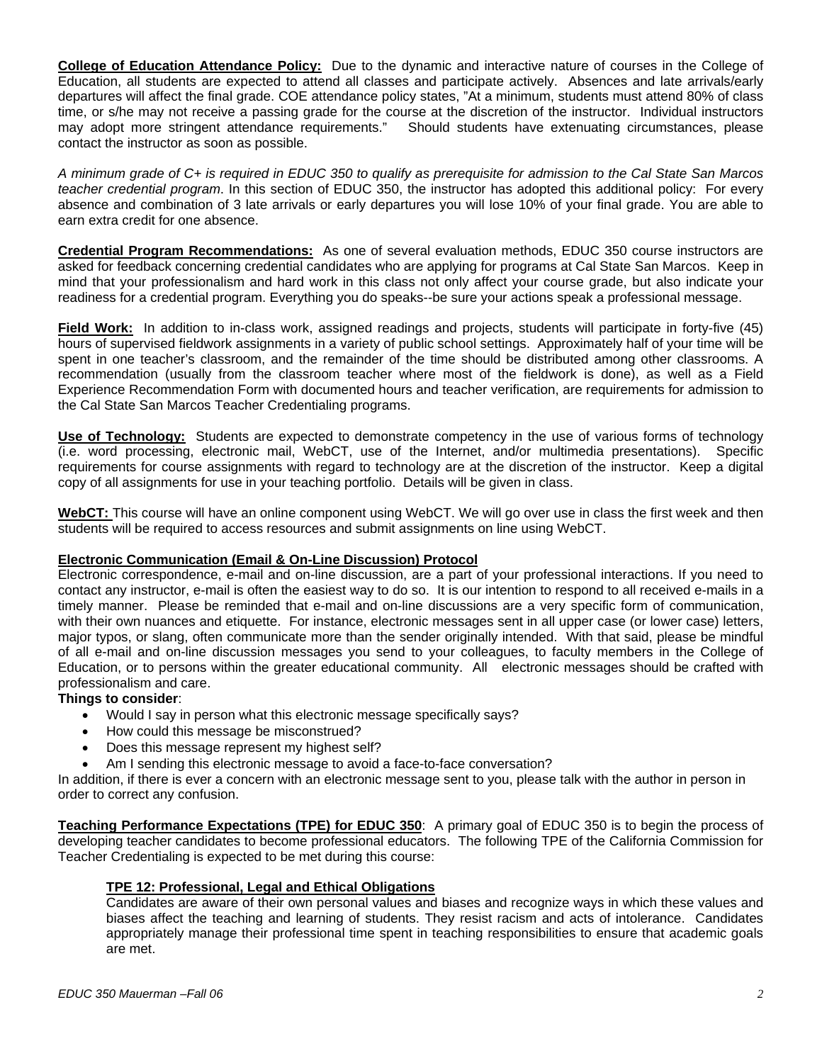**College of Education Attendance Policy:** Due to the dynamic and interactive nature of courses in the College of Education, all students are expected to attend all classes and participate actively. Absences and late arrivals/early departures will affect the final grade. COE attendance policy states, "At a minimum, students must attend 80% of class time, or s/he may not receive a passing grade for the course at the discretion of the instructor. Individual instructors may adopt more stringent attendance requirements." Should students have extenuating circumstances, please contact the instructor as soon as possible.

*A minimum grade of C+ is required in EDUC 350 to qualify as prerequisite for admission to the Cal State San Marcos teacher credential program*. In this section of EDUC 350, the instructor has adopted this additional policy: For every absence and combination of 3 late arrivals or early departures you will lose 10% of your final grade. You are able to earn extra credit for one absence.

**Credential Program Recommendations:** As one of several evaluation methods, EDUC 350 course instructors are asked for feedback concerning credential candidates who are applying for programs at Cal State San Marcos. Keep in mind that your professionalism and hard work in this class not only affect your course grade, but also indicate your readiness for a credential program. Everything you do speaks--be sure your actions speak a professional message.

**Field Work:** In addition to in-class work, assigned readings and projects, students will participate in forty-five (45) hours of supervised fieldwork assignments in a variety of public school settings. Approximately half of your time will be spent in one teacher's classroom, and the remainder of the time should be distributed among other classrooms. A recommendation (usually from the classroom teacher where most of the fieldwork is done), as well as a Field Experience Recommendation Form with documented hours and teacher verification, are requirements for admission to the Cal State San Marcos Teacher Credentialing programs.

**Use of Technology:** Students are expected to demonstrate competency in the use of various forms of technology (i.e. word processing, electronic mail, WebCT, use of the Internet, and/or multimedia presentations). Specific requirements for course assignments with regard to technology are at the discretion of the instructor. Keep a digital copy of all assignments for use in your teaching portfolio. Details will be given in class.

**WebCT:** This course will have an online component using WebCT. We will go over use in class the first week and then students will be required to access resources and submit assignments on line using WebCT.

**Electronic Communication (Email & On-Line Discussion) Protocol**

Electronic correspondence, e-mail and on-line discussion, are a part of your professional interactions. If you need to contact any instructor, e-mail is often the easiest way to do so. It is our intention to respond to all received e-mails in a timely manner. Please be reminded that e-mail and on-line discussions are a very specific form of communication, with their own nuances and etiquette. For instance, electronic messages sent in all upper case (or lower case) letters, major typos, or slang, often communicate more than the sender originally intended. With that said, please be mindful of all e-mail and on-line discussion messages you send to your colleagues, to faculty members in the College of Education, or to persons within the greater educational community. All electronic messages should be crafted with professionalism and care.

**Things to consider**:

- Would I say in person what this electronic message specifically says?
- How could this message be misconstrued?
- Does this message represent my highest self?
- Am I sending this electronic message to avoid a face-to-face conversation?

In addition, if there is ever a concern with an electronic message sent to you, please talk with the author in person in order to correct any confusion.

**Teaching Performance Expectations (TPE) for EDUC 350**: A primary goal of EDUC 350 is to begin the process of developing teacher candidates to become professional educators. The following TPE of the California Commission for Teacher Credentialing is expected to be met during this course:

**TPE 12: Professional, Legal and Ethical Obligations**

Candidates are aware of their own personal values and biases and recognize ways in which these values and biases affect the teaching and learning of students. They resist racism and acts of intolerance. Candidates appropriately manage their professional time spent in teaching responsibilities to ensure that academic goals are met.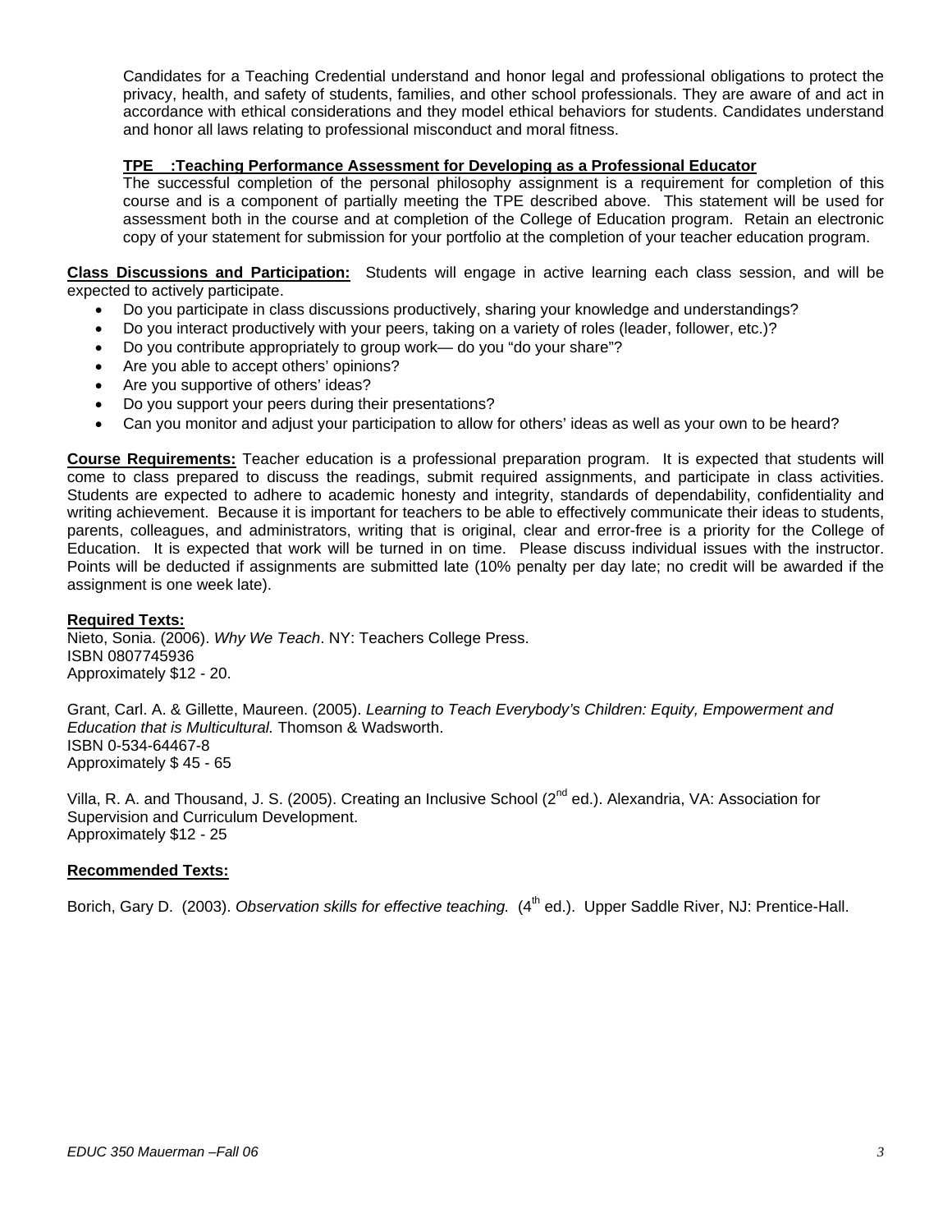Candidates for a Teaching Credential understand and honor legal and professional obligations to protect the privacy, health, and safety of students, families, and other school professionals. They are aware of and act in accordance with ethical considerations and they model ethical behaviors for students. Candidates understand and honor all laws relating to professional misconduct and moral fitness.

**TPE :Teaching Performance Assessment for Developing as a Professional Educator**

The successful completion of the personal philosophy assignment is a requirement for completion of this course and is a component of partially meeting the TPE described above. This statement will be used for assessment both in the course and at completion of the College of Education program. Retain an electronic copy of your statement for submission for your portfolio at the completion of your teacher education program.

**Class Discussions and Participation:** Students will engage in active learning each class session, and will be expected to actively participate.

- Do you participate in class discussions productively, sharing your knowledge and understandings?
- Do you interact productively with your peers, taking on a variety of roles (leader, follower, etc.)?
- Do you contribute appropriately to group work— do you "do your share"?
- Are you able to accept others' opinions?
- Are you supportive of others' ideas?
- Do you support your peers during their presentations?
- Can you monitor and adjust your participation to allow for others' ideas as well as your own to be heard?

**Course Requirements:** Teacher education is a professional preparation program. It is expected that students will come to class prepared to discuss the readings, submit required assignments, and participate in class activities. Students are expected to adhere to academic honesty and integrity, standards of dependability, confidentiality and writing achievement. Because it is important for teachers to be able to effectively communicate their ideas to students, parents, colleagues, and administrators, writing that is original, clear and error-free is a priority for the College of Education. It is expected that work will be turned in on time. Please discuss individual issues with the instructor. Points will be deducted if assignments are submitted late (10% penalty per day late; no credit will be awarded if the assignment is one week late).

**Required Texts:**

Nieto, Sonia. (2006). *Why We Teach*. NY: Teachers College Press.
ISBN 0807745936
Approximately $12 - 20.

Grant, Carl. A. & Gillette, Maureen. (2005). *Learning to Teach Everybody's Children: Equity, Empowerment and Education that is Multicultural.* Thomson & Wadsworth.
ISBN 0-534-64467-8
Approximately $ 45 - 65

Villa, R. A. and Thousand, J. S. (2005). Creating an Inclusive School (2nd ed.). Alexandria, VA: Association for Supervision and Curriculum Development.
Approximately $12 - 25

**Recommended Texts:**

Borich, Gary D. (2003). *Observation skills for effective teaching.* (4th ed.). Upper Saddle River, NJ: Prentice-Hall.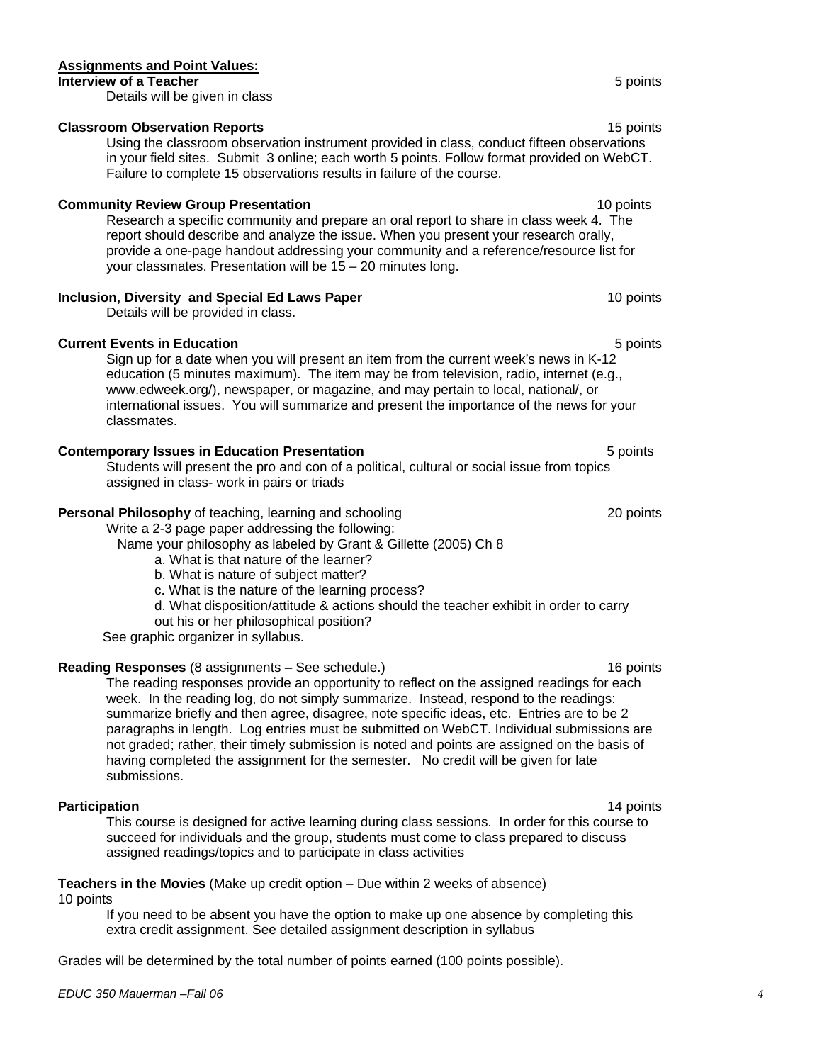**<u>Assignments and Point Values:</u>**

**Interview of a Teacher** 5 points

Details will be given in class

**Classroom Observation Reports** 15 points

Using the classroom observation instrument provided in class, conduct fifteen observations in your field sites. Submit 3 online; each worth 5 points. Follow format provided on WebCT. Failure to complete 15 observations results in failure of the course.

**Community Review Group Presentation** 10 points

Research a specific community and prepare an oral report to share in class week 4. The report should describe and analyze the issue. When you present your research orally, provide a one-page handout addressing your community and a reference/resource list for your classmates. Presentation will be 15 – 20 minutes long.

**Inclusion, Diversity and Special Ed Laws Paper** 10 points

Details will be provided in class.

**Current Events in Education** 5 points

Sign up for a date when you will present an item from the current week's news in K-12 education (5 minutes maximum). The item may be from television, radio, internet (e.g., www.edweek.org/), newspaper, or magazine, and may pertain to local, national/, or international issues. You will summarize and present the importance of the news for your classmates.

**Contemporary Issues in Education Presentation** 5 points

Students will present the pro and con of a political, cultural or social issue from topics assigned in class- work in pairs or triads

**Personal Philosophy** of teaching, learning and schooling 20 points

Write a 2-3 page paper addressing the following:

Name your philosophy as labeled by Grant & Gillette (2005) Ch 8

a. What is that nature of the learner?

b. What is nature of subject matter?

c. What is the nature of the learning process?

d. What disposition/attitude & actions should the teacher exhibit in order to carry out his or her philosophical position?

See graphic organizer in syllabus.

**Reading Responses** (8 assignments – See schedule.) 16 points

The reading responses provide an opportunity to reflect on the assigned readings for each week. In the reading log, do not simply summarize. Instead, respond to the readings: summarize briefly and then agree, disagree, note specific ideas, etc. Entries are to be 2 paragraphs in length. Log entries must be submitted on WebCT. Individual submissions are not graded; rather, their timely submission is noted and points are assigned on the basis of having completed the assignment for the semester. No credit will be given for late submissions.

**Participation** 14 points

This course is designed for active learning during class sessions. In order for this course to succeed for individuals and the group, students must come to class prepared to discuss assigned readings/topics and to participate in class activities

**Teachers in the Movies** (Make up credit option – Due within 2 weeks of absence)
10 points

If you need to be absent you have the option to make up one absence by completing this extra credit assignment. See detailed assignment description in syllabus

Grades will be determined by the total number of points earned (100 points possible).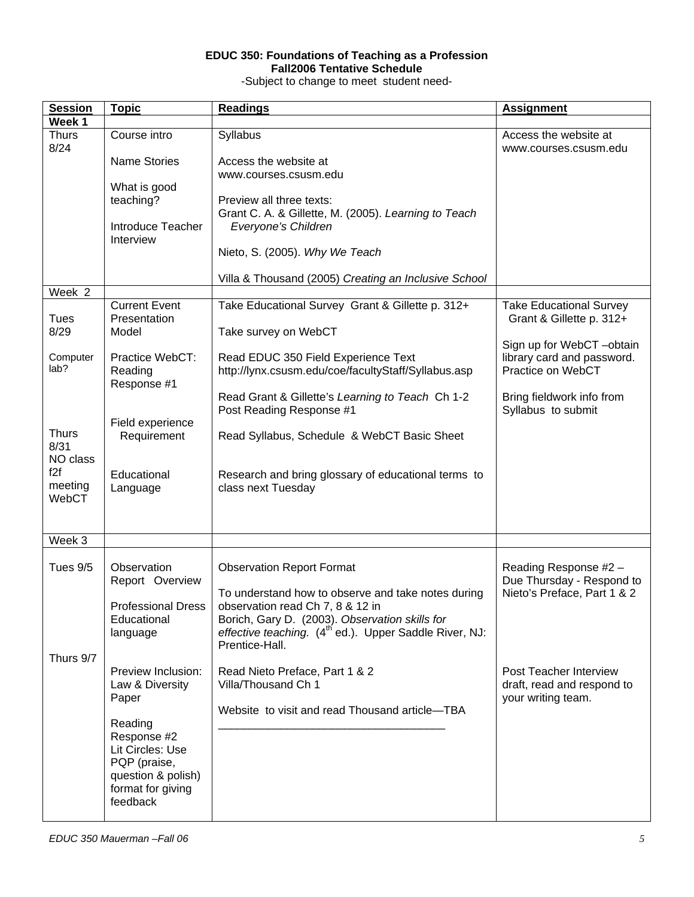**EDUC 350: Foundations of Teaching as a Profession**
**Fall2006 Tentative Schedule**
-Subject to change to meet student need-

| **Session** | **Topic** | **Readings** | **Assignment** |
|---|---|---|---|
| **Week 1** | | | |
| Thurs 8/24 | Course intro<br><br>Name Stories<br><br>What is good teaching?<br><br>Introduce Teacher Interview | Syllabus<br><br>Access the website at www.courses.csusm.edu<br><br>Preview all three texts:<br>Grant C. A. & Gillette, M. (2005). *Learning to Teach Everyone's Children*<br><br>Nieto, S. (2005). *Why We Teach*<br><br>Villa & Thousand (2005) *Creating an Inclusive School* | Access the website at www.courses.csusm.edu |
| Week 2 | | | |
| Tues 8/29<br><br>Computer lab?<br><br>Thurs 8/31 NO class f2f meeting WebCT | Current Event Presentation Model<br><br>Practice WebCT: Reading Response #1<br><br>Field experience Requirement<br><br>Educational Language | Take Educational Survey Grant & Gillette p. 312+<br><br>Take survey on WebCT<br><br>Read EDUC 350 Field Experience Text http://lynx.csusm.edu/coe/facultyStaff/Syllabus.asp<br><br>Read Grant & Gillette's *Learning to Teach* Ch 1-2 Post Reading Response #1<br><br>Read Syllabus, Schedule & WebCT Basic Sheet<br><br>Research and bring glossary of educational terms to class next Tuesday | Take Educational Survey Grant & Gillette p. 312+<br><br>Sign up for WebCT –obtain library card and password. Practice on WebCT<br><br>Bring fieldwork info from Syllabus to submit |
| Week 3 | | | |
| Tues 9/5<br><br>Thurs 9/7 | Observation Report Overview<br><br>Professional Dress Educational language<br><br>Preview Inclusion: Law & Diversity Paper<br><br>Reading Response #2 Lit Circles: Use PQP (praise, question & polish) format for giving feedback | Observation Report Format<br><br>To understand how to observe and take notes during observation read Ch 7, 8 & 12 in Borich, Gary D. (2003). *Observation skills for effective teaching.* (4th ed.). Upper Saddle River, NJ: Prentice-Hall.<br><br>Read Nieto Preface, Part 1 & 2<br>Villa/Thousand Ch 1<br><br>Website to visit and read Thousand article—TBA<br>___________________________________ | Reading Response #2 – Due Thursday - Respond to Nieto's Preface, Part 1 & 2<br><br>Post Teacher Interview draft, read and respond to your writing team. |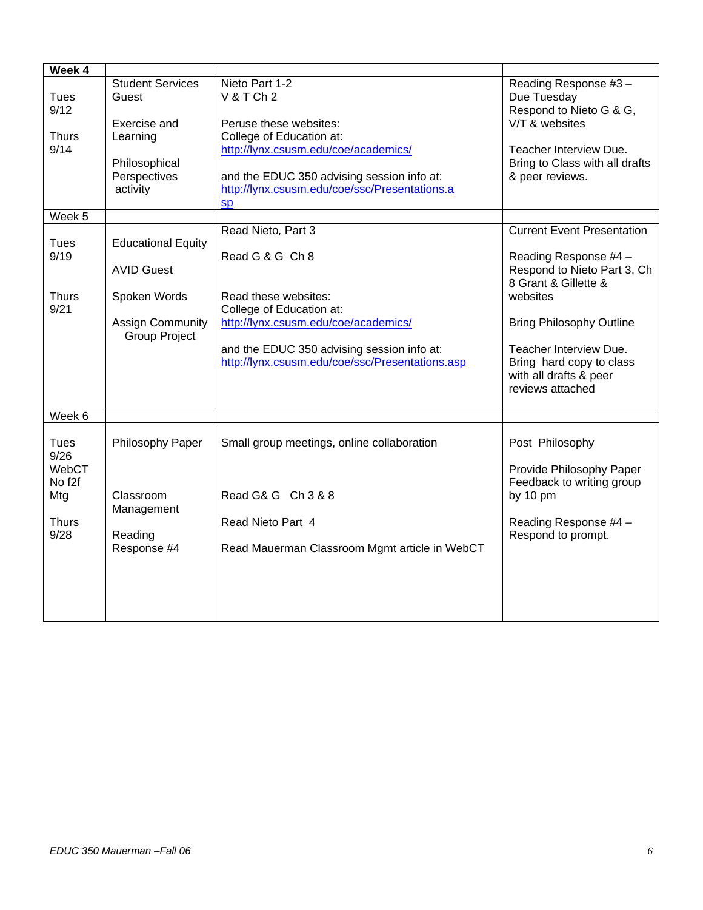| **Week 4** | | | |
|---|---|---|---|
| Tues 9/12<br><br>Thurs 9/14 | Student Services Guest<br><br>Exercise and Learning<br><br>Philosophical Perspectives activity | Nieto Part 1-2<br>V & T Ch 2<br><br>Peruse these websites:<br>College of Education at:<br>http://lynx.csusm.edu/coe/academics/<br><br>and the EDUC 350 advising session info at:<br>http://lynx.csusm.edu/coe/ssc/Presentations.asp | Reading Response #3 – Due Tuesday<br>Respond to Nieto G & G, V/T & websites<br><br>Teacher Interview Due. Bring to Class with all drafts & peer reviews. |
| Week 5 | | | |
| Tues 9/19<br><br>Thurs 9/21 | Educational Equity<br><br>AVID Guest<br><br>Spoken Words<br><br>Assign Community Group Project | Read Nieto, Part 3<br><br>Read G & G Ch 8<br><br>Read these websites:<br>College of Education at:<br>http://lynx.csusm.edu/coe/academics/<br><br>and the EDUC 350 advising session info at:<br>http://lynx.csusm.edu/coe/ssc/Presentations.asp | Current Event Presentation<br><br>Reading Response #4 – Respond to Nieto Part 3, Ch 8 Grant & Gillette & websites<br><br>Bring Philosophy Outline<br><br>Teacher Interview Due. Bring hard copy to class with all drafts & peer reviews attached |
| Week 6 | | | |
| Tues 9/26 WebCT No f2f Mtg<br><br>Thurs 9/28 | Philosophy Paper<br><br>Classroom Management<br><br>Reading Response #4 | Small group meetings, online collaboration<br><br>Read G& G Ch 3 & 8<br><br>Read Nieto Part 4<br><br>Read Mauerman Classroom Mgmt article in WebCT | Post Philosophy<br><br>Provide Philosophy Paper Feedback to writing group by 10 pm<br><br>Reading Response #4 – Respond to prompt. |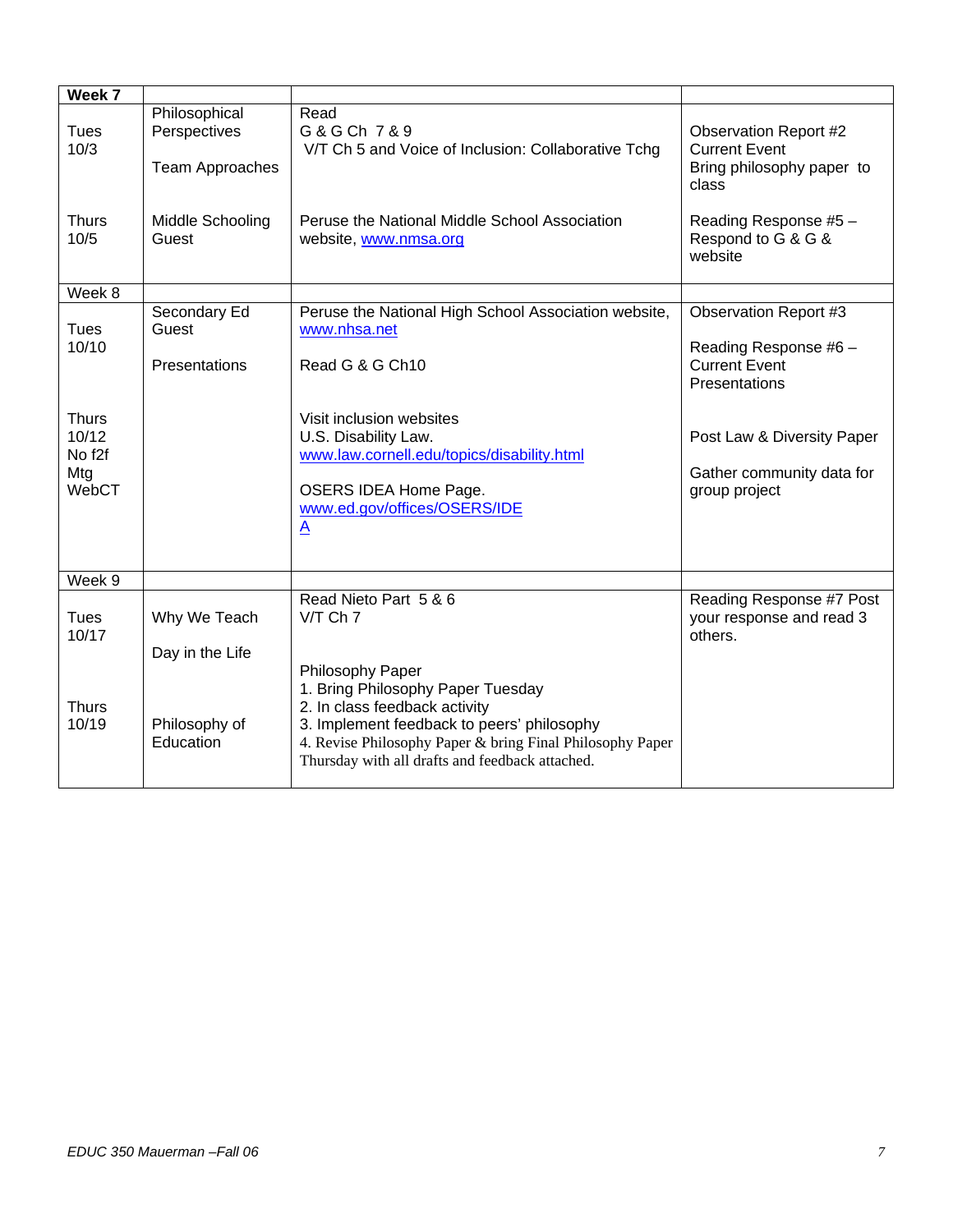| **Week 7** | | | |
|---|---|---|---|
| Tues 10/3 | Philosophical Perspectives<br><br>Team Approaches | Read<br>G & G Ch 7 & 9<br>V/T Ch 5 and Voice of Inclusion: Collaborative Tchg | Observation Report #2<br>Current Event<br>Bring philosophy paper to class |
| Thurs 10/5 | Middle Schooling Guest | Peruse the National Middle School Association website, www.nmsa.org | Reading Response #5 – Respond to G & G & website |
| Week 8 | | | |
| Tues 10/10 | Secondary Ed Guest<br><br>Presentations | Peruse the National High School Association website, www.nhsa.net<br><br>Read G & G Ch10 | Observation Report #3<br><br>Reading Response #6 – Current Event Presentations |
| Thurs 10/12 No f2f Mtg WebCT | | Visit inclusion websites<br>U.S. Disability Law.<br>www.law.cornell.edu/topics/disability.html<br><br>OSERS IDEA Home Page.<br>www.ed.gov/offices/OSERS/IDEA | Post Law & Diversity Paper<br><br>Gather community data for group project |
| Week 9 | | | |
| Tues 10/17 | Why We Teach<br><br>Day in the Life | Read Nieto Part 5 & 6<br>V/T Ch 7<br><br>Philosophy Paper<br>1. Bring Philosophy Paper Tuesday<br>2. In class feedback activity<br>3. Implement feedback to peers' philosophy<br>4. Revise Philosophy Paper & bring Final Philosophy Paper Thursday with all drafts and feedback attached. | Reading Response #7 Post your response and read 3 others. |
| Thurs 10/19 | Philosophy of Education | | |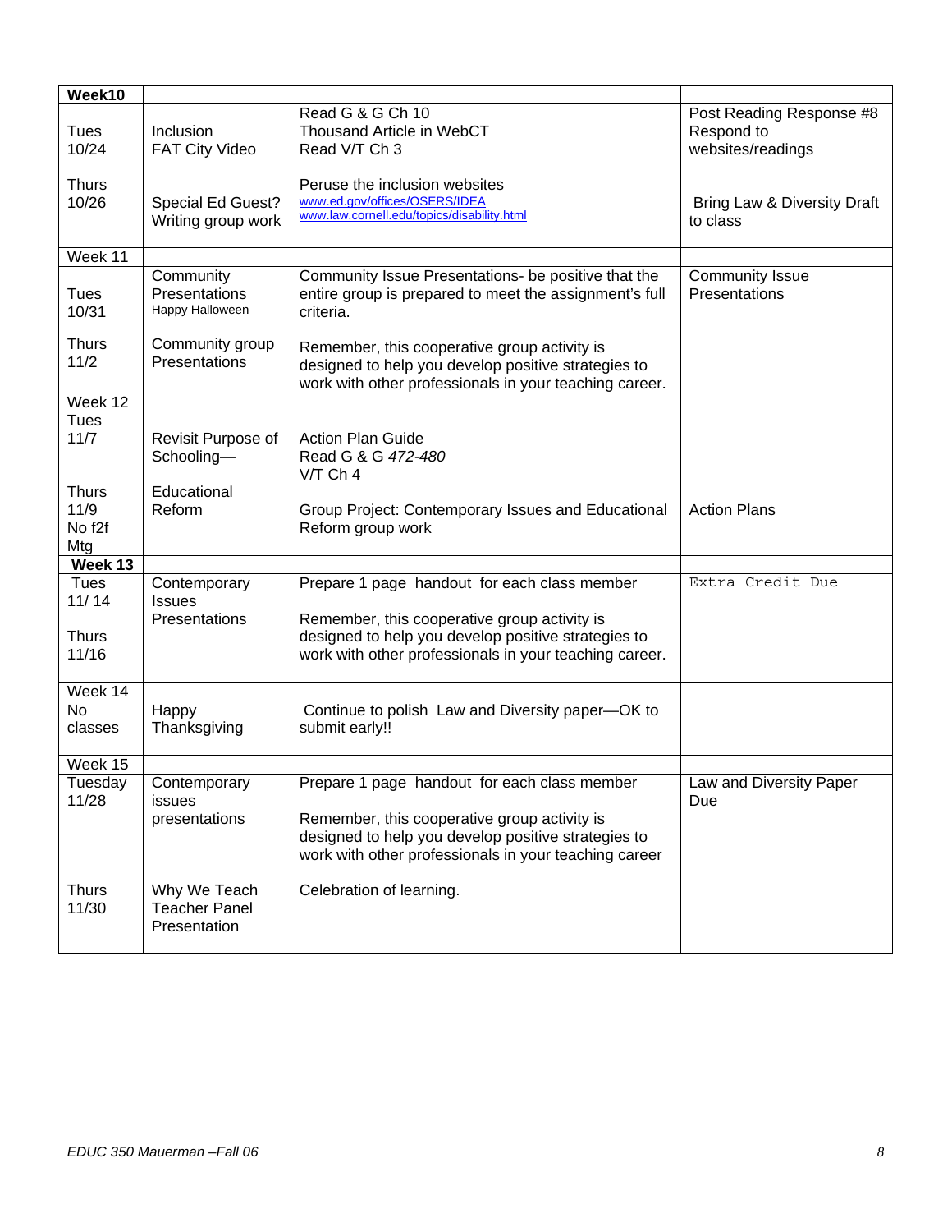| Week10 | | | |
|---|---|---|---|
| Tues 10/24<br><br>Thurs 10/26 | Inclusion<br>FAT City Video<br><br>Special Ed Guest?<br>Writing group work | Read G & G Ch 10<br>Thousand Article in WebCT<br>Read V/T Ch 3<br><br>Peruse the inclusion websites<br>www.ed.gov/offices/OSERS/IDEA<br>www.law.cornell.edu/topics/disability.html | Post Reading Response #8<br>Respond to websites/readings<br><br>Bring Law & Diversity Draft to class |
| Week 11 | | | |
| Tues 10/31<br><br>Thurs 11/2 | Community Presentations<br>Happy Halloween<br><br>Community group Presentations | Community Issue Presentations- be positive that the entire group is prepared to meet the assignment's full criteria.<br><br>Remember, this cooperative group activity is designed to help you develop positive strategies to work with other professionals in your teaching career. | Community Issue Presentations |
| Week 12 | | | |
| Tues 11/7<br><br>Thurs 11/9 No f2f Mtg | Revisit Purpose of Schooling—<br><br>Educational Reform | Action Plan Guide<br>Read G & G *472-480*<br>V/T Ch 4<br><br>Group Project: Contemporary Issues and Educational Reform group work | Action Plans |
| **Week 13** | | | |
| Tues 11/ 14<br><br>Thurs 11/16 | Contemporary Issues Presentations | Prepare 1 page handout for each class member<br><br>Remember, this cooperative group activity is designed to help you develop positive strategies to work with other professionals in your teaching career. | Extra Credit Due |
| Week 14 | | | |
| No classes | Happy Thanksgiving | Continue to polish Law and Diversity paper—OK to submit early!! | |
| Week 15 | | | |
| Tuesday 11/28<br><br>Thurs 11/30 | Contemporary issues presentations<br><br>Why We Teach Teacher Panel Presentation | Prepare 1 page handout for each class member<br><br>Remember, this cooperative group activity is designed to help you develop positive strategies to work with other professionals in your teaching career<br><br>Celebration of learning. | Law and Diversity Paper Due |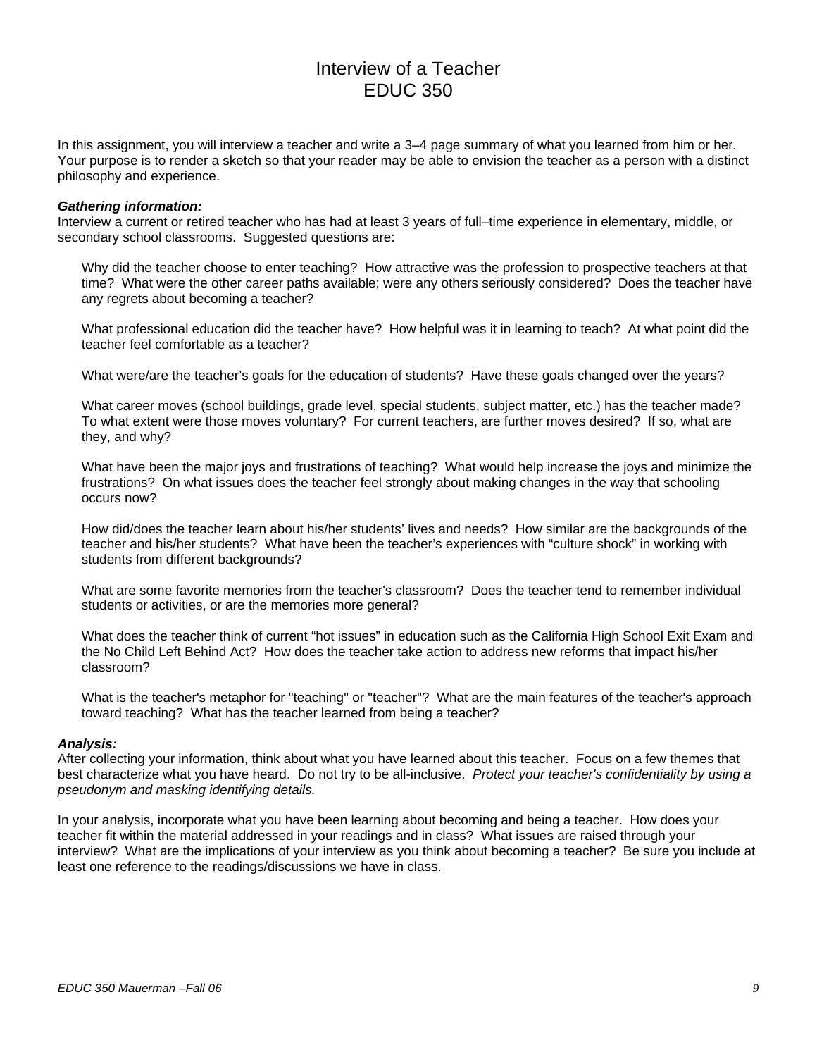# Interview of a Teacher
# EDUC 350

In this assignment, you will interview a teacher and write a 3–4 page summary of what you learned from him or her. Your purpose is to render a sketch so that your reader may be able to envision the teacher as a person with a distinct philosophy and experience.

***Gathering information:***

Interview a current or retired teacher who has had at least 3 years of full–time experience in elementary, middle, or secondary school classrooms. Suggested questions are:

Why did the teacher choose to enter teaching? How attractive was the profession to prospective teachers at that time? What were the other career paths available; were any others seriously considered? Does the teacher have any regrets about becoming a teacher?

What professional education did the teacher have? How helpful was it in learning to teach? At what point did the teacher feel comfortable as a teacher?

What were/are the teacher's goals for the education of students? Have these goals changed over the years?

What career moves (school buildings, grade level, special students, subject matter, etc.) has the teacher made? To what extent were those moves voluntary? For current teachers, are further moves desired? If so, what are they, and why?

What have been the major joys and frustrations of teaching? What would help increase the joys and minimize the frustrations? On what issues does the teacher feel strongly about making changes in the way that schooling occurs now?

How did/does the teacher learn about his/her students' lives and needs? How similar are the backgrounds of the teacher and his/her students? What have been the teacher's experiences with "culture shock" in working with students from different backgrounds?

What are some favorite memories from the teacher's classroom? Does the teacher tend to remember individual students or activities, or are the memories more general?

What does the teacher think of current "hot issues" in education such as the California High School Exit Exam and the No Child Left Behind Act? How does the teacher take action to address new reforms that impact his/her classroom?

What is the teacher's metaphor for "teaching" or "teacher"? What are the main features of the teacher's approach toward teaching? What has the teacher learned from being a teacher?

***Analysis:***

After collecting your information, think about what you have learned about this teacher. Focus on a few themes that best characterize what you have heard. Do not try to be all-inclusive. *Protect your teacher's confidentiality by using a pseudonym and masking identifying details.*

In your analysis, incorporate what you have been learning about becoming and being a teacher. How does your teacher fit within the material addressed in your readings and in class? What issues are raised through your interview? What are the implications of your interview as you think about becoming a teacher? Be sure you include at least one reference to the readings/discussions we have in class.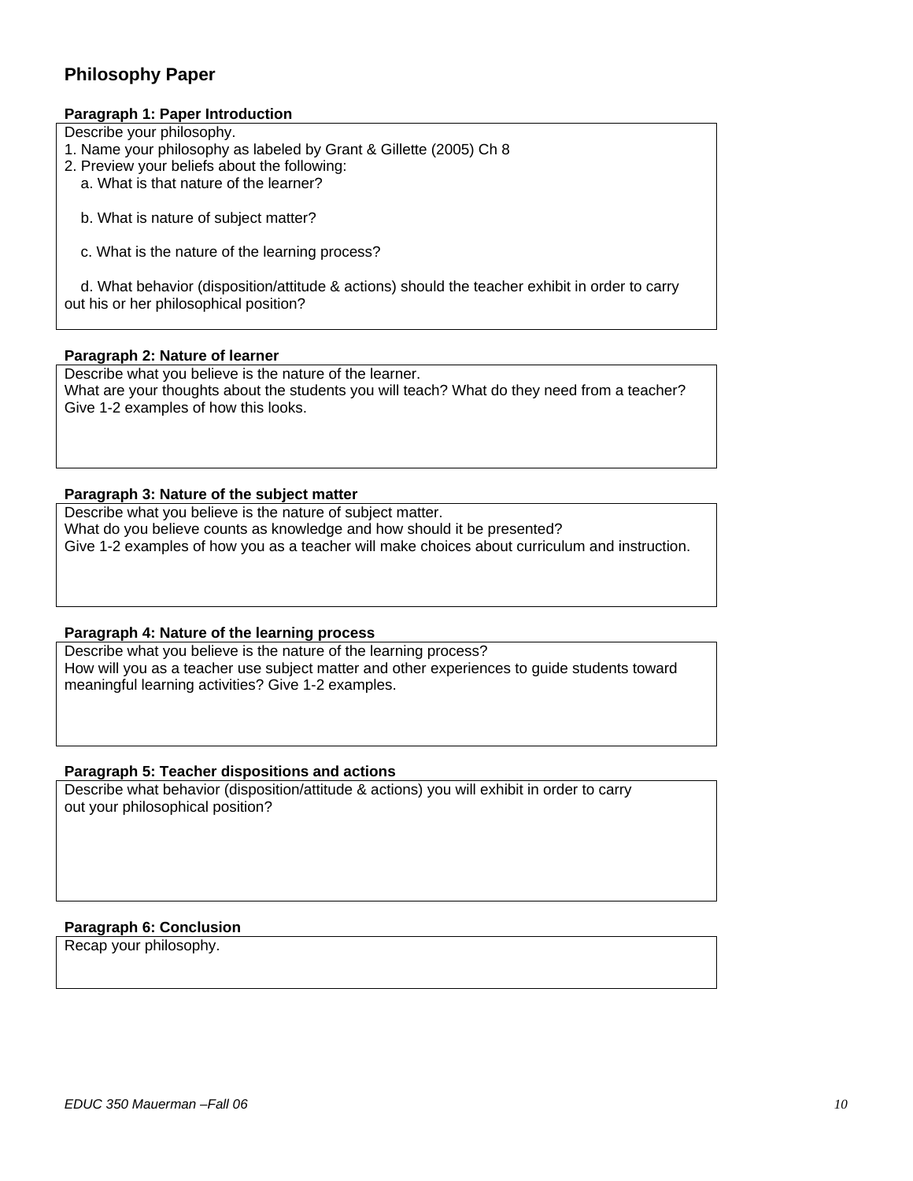## Philosophy Paper

**Paragraph 1: Paper Introduction**

Describe your philosophy.

1. Name your philosophy as labeled by Grant & Gillette (2005) Ch 8
2. Preview your beliefs about the following:
   a. What is that nature of the learner?

   b. What is nature of subject matter?

   c. What is the nature of the learning process?

   d. What behavior (disposition/attitude & actions) should the teacher exhibit in order to carry out his or her philosophical position?

**Paragraph 2: Nature of learner**

Describe what you believe is the nature of the learner.
What are your thoughts about the students you will teach? What do they need from a teacher? Give 1-2 examples of how this looks.

**Paragraph 3: Nature of the subject matter**

Describe what you believe is the nature of subject matter.
What do you believe counts as knowledge and how should it be presented?
Give 1-2 examples of how you as a teacher will make choices about curriculum and instruction.

**Paragraph 4: Nature of the learning process**

Describe what you believe is the nature of the learning process?
How will you as a teacher use subject matter and other experiences to guide students toward meaningful learning activities? Give 1-2 examples.

**Paragraph 5: Teacher dispositions and actions**

Describe what behavior (disposition/attitude & actions) you will exhibit in order to carry out your philosophical position?

**Paragraph 6: Conclusion**

Recap your philosophy.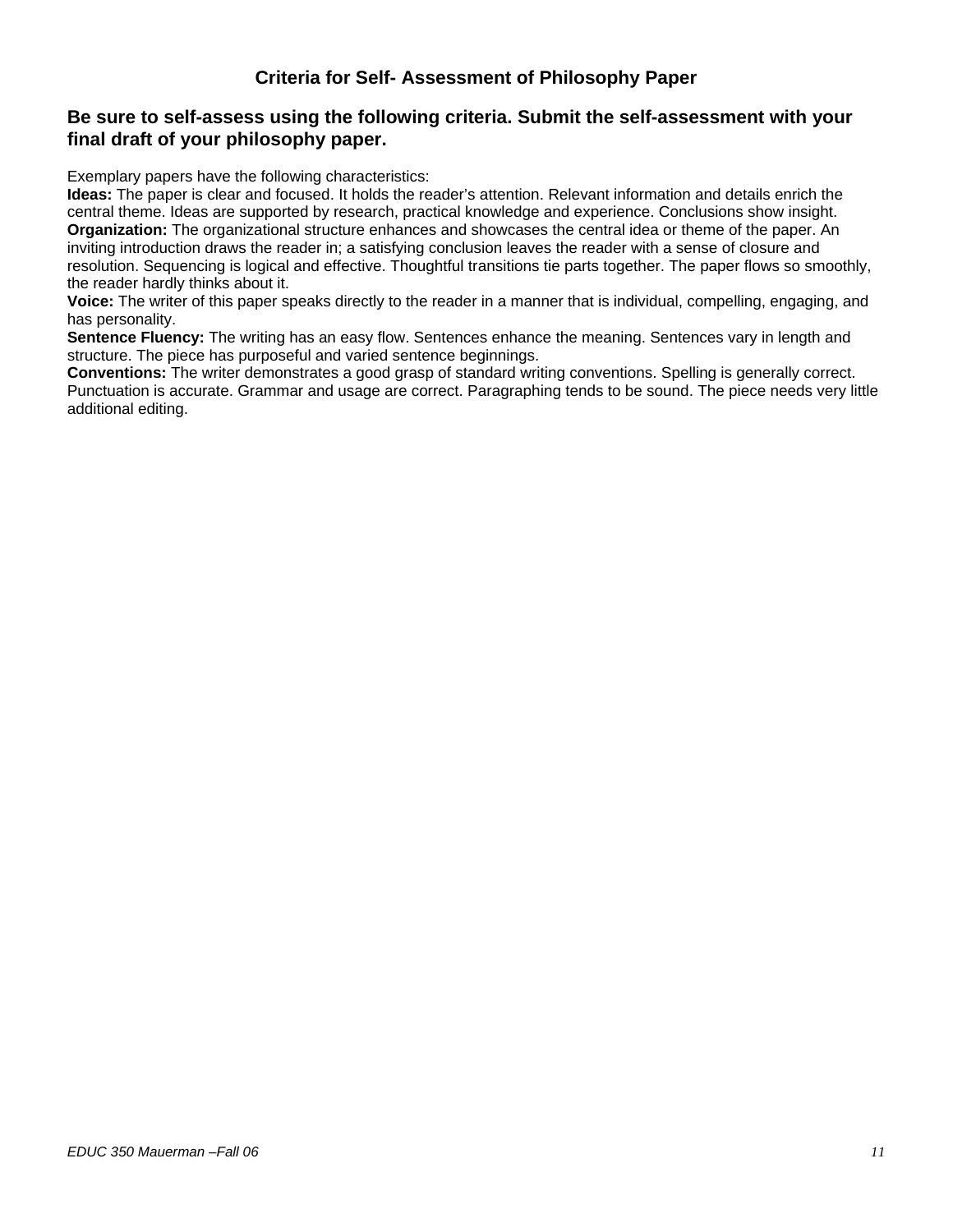## Criteria for Self- Assessment of Philosophy Paper

### Be sure to self-assess using the following criteria. Submit the self-assessment with your final draft of your philosophy paper.

Exemplary papers have the following characteristics:

**Ideas:** The paper is clear and focused. It holds the reader's attention. Relevant information and details enrich the central theme. Ideas are supported by research, practical knowledge and experience. Conclusions show insight.

**Organization:** The organizational structure enhances and showcases the central idea or theme of the paper. An inviting introduction draws the reader in; a satisfying conclusion leaves the reader with a sense of closure and resolution. Sequencing is logical and effective. Thoughtful transitions tie parts together. The paper flows so smoothly, the reader hardly thinks about it.

**Voice:** The writer of this paper speaks directly to the reader in a manner that is individual, compelling, engaging, and has personality.

**Sentence Fluency:** The writing has an easy flow. Sentences enhance the meaning. Sentences vary in length and structure. The piece has purposeful and varied sentence beginnings.

**Conventions:** The writer demonstrates a good grasp of standard writing conventions. Spelling is generally correct. Punctuation is accurate. Grammar and usage are correct. Paragraphing tends to be sound. The piece needs very little additional editing.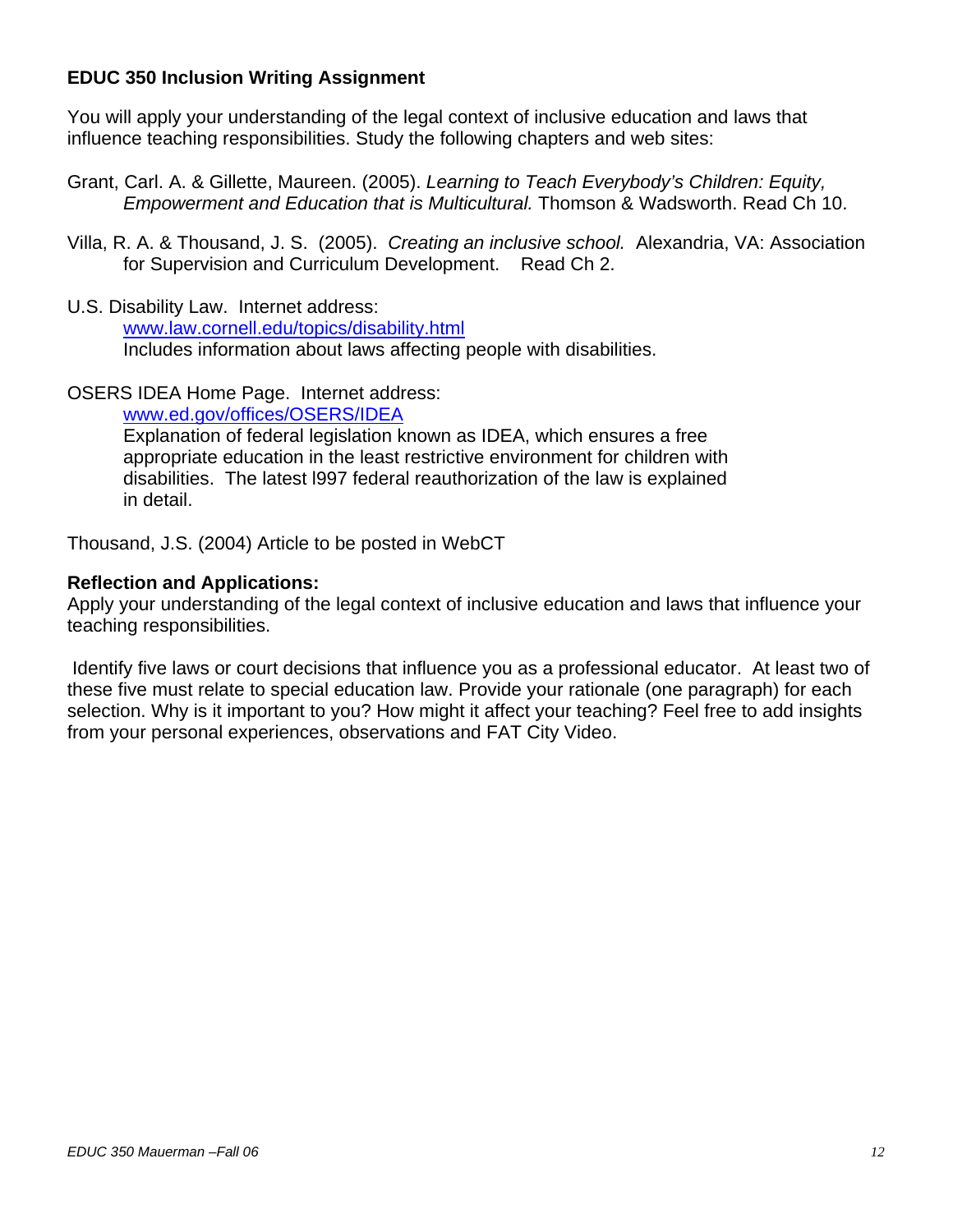## EDUC 350 Inclusion Writing Assignment

You will apply your understanding of the legal context of inclusive education and laws that influence teaching responsibilities. Study the following chapters and web sites:

Grant, Carl. A. & Gillette, Maureen. (2005). *Learning to Teach Everybody's Children: Equity, Empowerment and Education that is Multicultural.* Thomson & Wadsworth. Read Ch 10.

Villa, R. A. & Thousand, J. S. (2005). *Creating an inclusive school.* Alexandria, VA: Association for Supervision and Curriculum Development. Read Ch 2.

U.S. Disability Law. Internet address:
www.law.cornell.edu/topics/disability.html
Includes information about laws affecting people with disabilities.

OSERS IDEA Home Page. Internet address:
www.ed.gov/offices/OSERS/IDEA
Explanation of federal legislation known as IDEA, which ensures a free appropriate education in the least restrictive environment for children with disabilities. The latest l997 federal reauthorization of the law is explained in detail.

Thousand, J.S. (2004) Article to be posted in WebCT

**Reflection and Applications:**
Apply your understanding of the legal context of inclusive education and laws that influence your teaching responsibilities.

Identify five laws or court decisions that influence you as a professional educator. At least two of these five must relate to special education law. Provide your rationale (one paragraph) for each selection. Why is it important to you? How might it affect your teaching? Feel free to add insights from your personal experiences, observations and FAT City Video.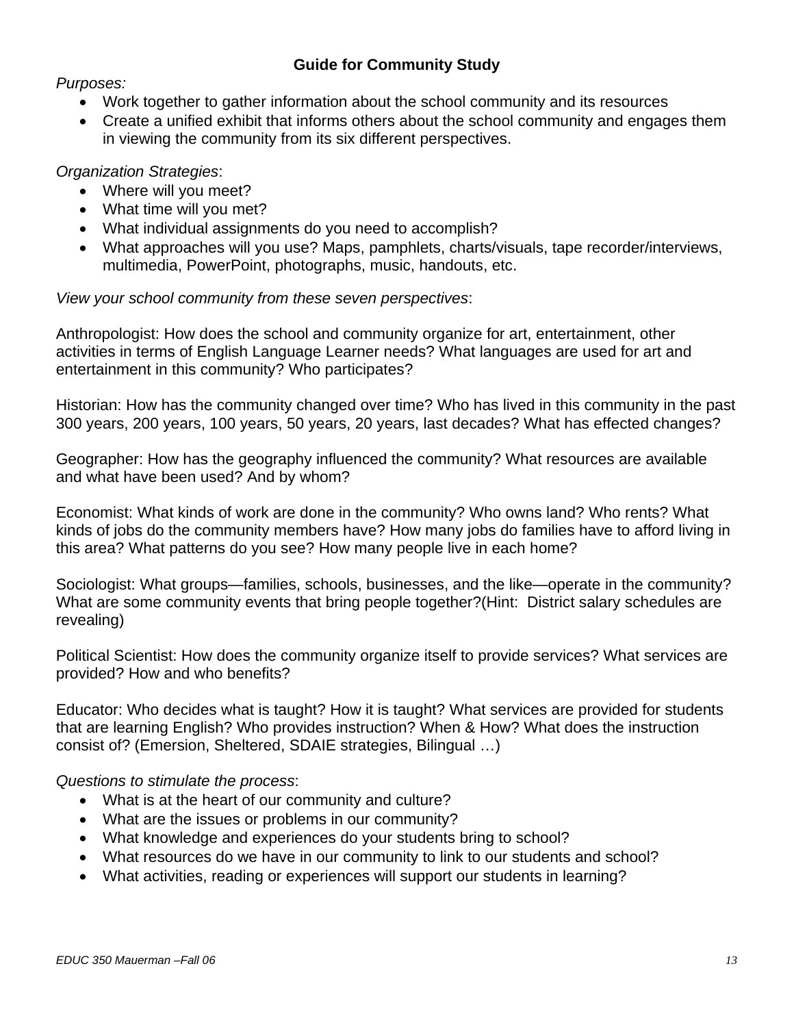## Guide for Community Study

*Purposes:*

- Work together to gather information about the school community and its resources
- Create a unified exhibit that informs others about the school community and engages them in viewing the community from its six different perspectives.

*Organization Strategies*:

- Where will you meet?
- What time will you met?
- What individual assignments do you need to accomplish?
- What approaches will you use? Maps, pamphlets, charts/visuals, tape recorder/interviews, multimedia, PowerPoint, photographs, music, handouts, etc.

*View your school community from these seven perspectives*:

Anthropologist: How does the school and community organize for art, entertainment, other activities in terms of English Language Learner needs? What languages are used for art and entertainment in this community? Who participates?

Historian: How has the community changed over time? Who has lived in this community in the past 300 years, 200 years, 100 years, 50 years, 20 years, last decades? What has effected changes?

Geographer: How has the geography influenced the community? What resources are available and what have been used? And by whom?

Economist: What kinds of work are done in the community? Who owns land? Who rents? What kinds of jobs do the community members have? How many jobs do families have to afford living in this area? What patterns do you see? How many people live in each home?

Sociologist: What groups—families, schools, businesses, and the like—operate in the community? What are some community events that bring people together?(Hint: District salary schedules are revealing)

Political Scientist: How does the community organize itself to provide services? What services are provided? How and who benefits?

Educator: Who decides what is taught? How it is taught? What services are provided for students that are learning English? Who provides instruction? When & How? What does the instruction consist of? (Emersion, Sheltered, SDAIE strategies, Bilingual …)

*Questions to stimulate the process*:

- What is at the heart of our community and culture?
- What are the issues or problems in our community?
- What knowledge and experiences do your students bring to school?
- What resources do we have in our community to link to our students and school?
- What activities, reading or experiences will support our students in learning?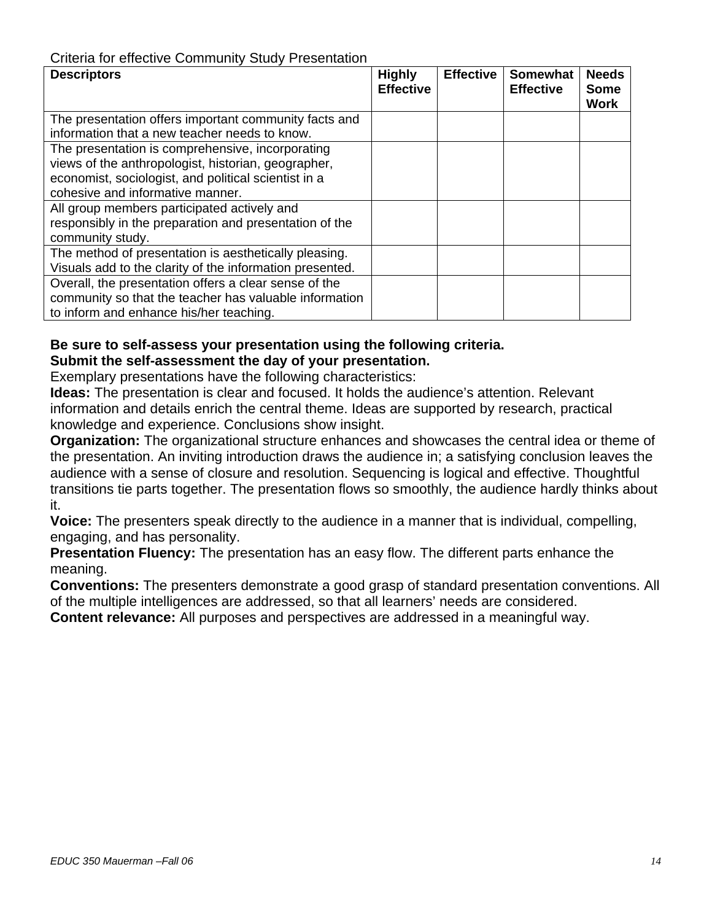Criteria for effective Community Study Presentation

| Descriptors | Highly Effective | Effective | Somewhat Effective | Needs Some Work |
|---|---|---|---|---|
| The presentation offers important community facts and information that a new teacher needs to know. | | | | |
| The presentation is comprehensive, incorporating views of the anthropologist, historian, geographer, economist, sociologist, and political scientist in a cohesive and informative manner. | | | | |
| All group members participated actively and responsibly in the preparation and presentation of the community study. | | | | |
| The method of presentation is aesthetically pleasing. Visuals add to the clarity of the information presented. | | | | |
| Overall, the presentation offers a clear sense of the community so that the teacher has valuable information to inform and enhance his/her teaching. | | | | |

**Be sure to self-assess your presentation using the following criteria.**
**Submit the self-assessment the day of your presentation.**

Exemplary presentations have the following characteristics:

**Ideas:** The presentation is clear and focused. It holds the audience's attention. Relevant information and details enrich the central theme. Ideas are supported by research, practical knowledge and experience. Conclusions show insight.

**Organization:** The organizational structure enhances and showcases the central idea or theme of the presentation. An inviting introduction draws the audience in; a satisfying conclusion leaves the audience with a sense of closure and resolution. Sequencing is logical and effective. Thoughtful transitions tie parts together. The presentation flows so smoothly, the audience hardly thinks about it.

**Voice:** The presenters speak directly to the audience in a manner that is individual, compelling, engaging, and has personality.

**Presentation Fluency:** The presentation has an easy flow. The different parts enhance the meaning.

**Conventions:** The presenters demonstrate a good grasp of standard presentation conventions. All of the multiple intelligences are addressed, so that all learners' needs are considered.

**Content relevance:** All purposes and perspectives are addressed in a meaningful way.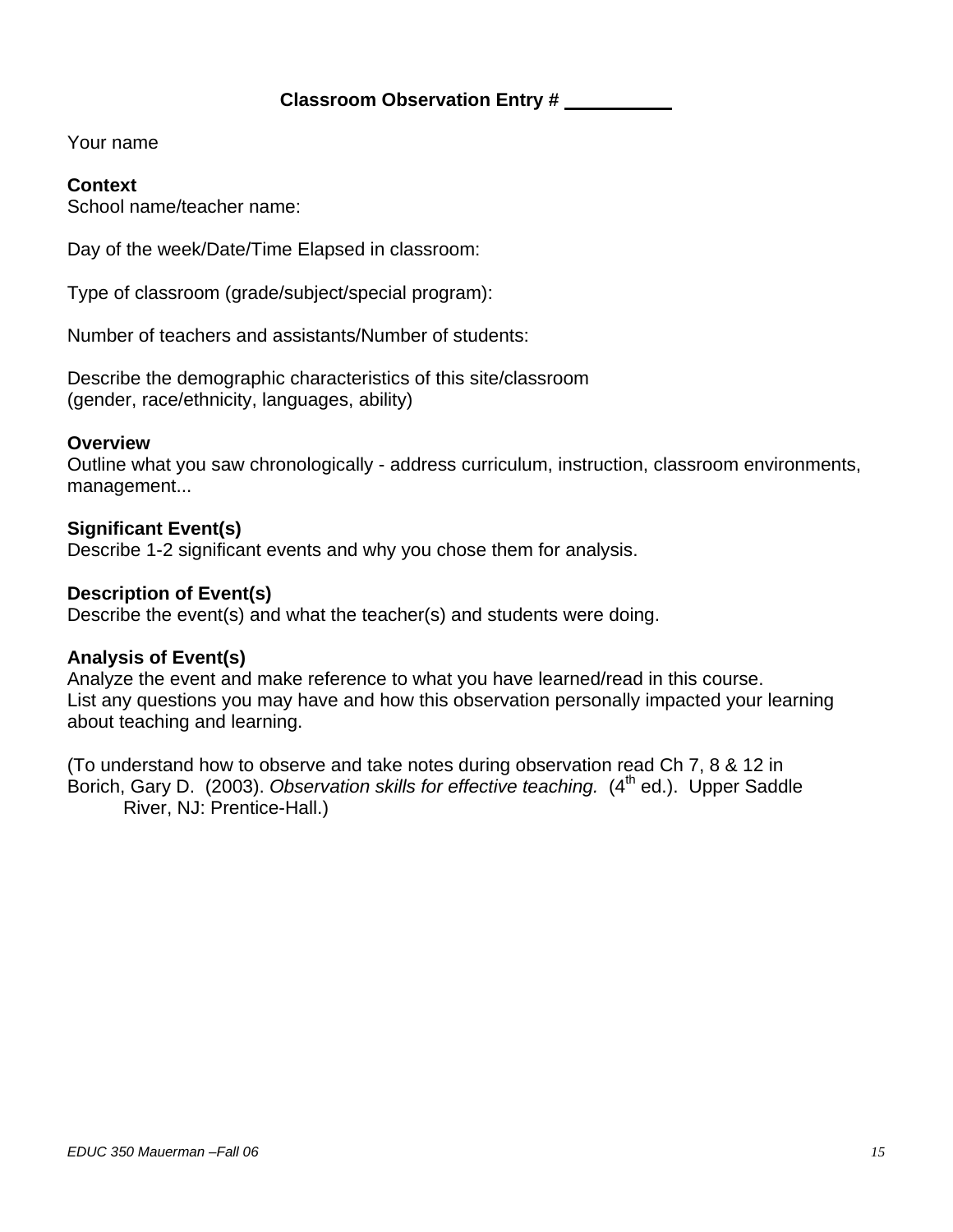**Classroom Observation Entry # \_\_\_\_\_\_\_\_\_\_**

Your name

**Context**
School name/teacher name:

Day of the week/Date/Time Elapsed in classroom:

Type of classroom (grade/subject/special program):

Number of teachers and assistants/Number of students:

Describe the demographic characteristics of this site/classroom
(gender, race/ethnicity, languages, ability)

**Overview**
Outline what you saw chronologically - address curriculum, instruction, classroom environments, management...

**Significant Event(s)**
Describe 1-2 significant events and why you chose them for analysis.

**Description of Event(s)**
Describe the event(s) and what the teacher(s) and students were doing.

**Analysis of Event(s)**
Analyze the event and make reference to what you have learned/read in this course.
List any questions you may have and how this observation personally impacted your learning about teaching and learning.

(To understand how to observe and take notes during observation read Ch 7, 8 & 12 in
Borich, Gary D. (2003). *Observation skills for effective teaching.* (4th ed.). Upper Saddle River, NJ: Prentice-Hall.)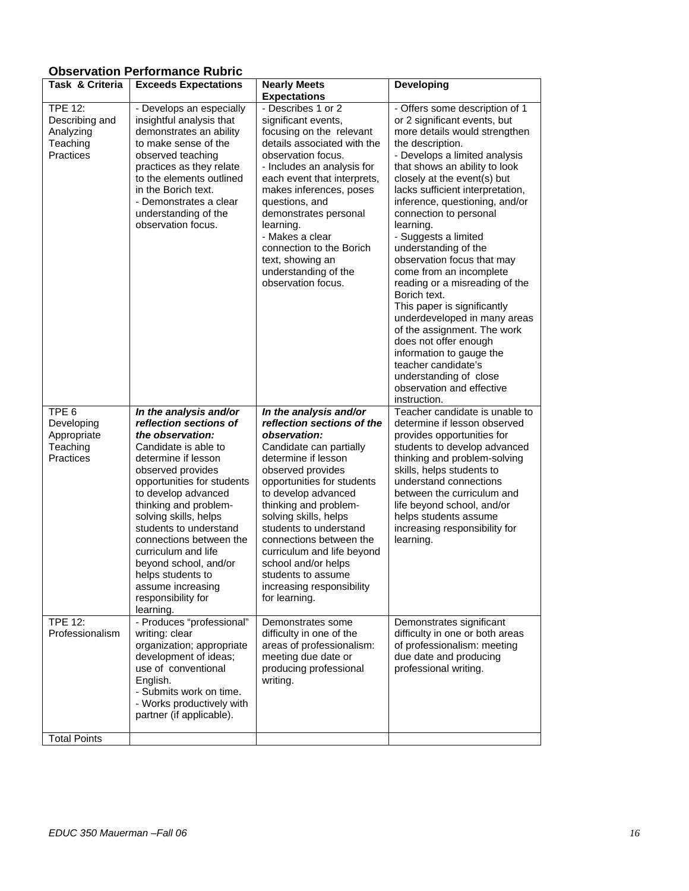**Observation Performance Rubric**

| Task & Criteria | Exceeds Expectations | Nearly Meets Expectations | Developing |
|---|---|---|---|
| TPE 12: Describing and Analyzing Teaching Practices | - Develops an especially insightful analysis that demonstrates an ability to make sense of the observed teaching practices as they relate to the elements outlined in the Borich text.<br>- Demonstrates a clear understanding of the observation focus. | - Describes 1 or 2 significant events, focusing on the relevant details associated with the observation focus.<br>- Includes an analysis for each event that interprets, makes inferences, poses questions, and demonstrates personal learning.<br>- Makes a clear connection to the Borich text, showing an understanding of the observation focus. | - Offers some description of 1 or 2 significant events, but more details would strengthen the description.<br>- Develops a limited analysis that shows an ability to look closely at the event(s) but lacks sufficient interpretation, inference, questioning, and/or connection to personal learning.<br>- Suggests a limited understanding of the observation focus that may come from an incomplete reading or a misreading of the Borich text.<br>This paper is significantly underdeveloped in many areas of the assignment. The work does not offer enough information to gauge the teacher candidate's understanding of close observation and effective instruction. |
| TPE 6 Developing Appropriate Teaching Practices | ***In the analysis and/or reflection sections of the observation:***<br>Candidate is able to determine if lesson observed provides opportunities for students to develop advanced thinking and problem-solving skills, helps students to understand connections between the curriculum and life beyond school, and/or helps students to assume increasing responsibility for learning. | ***In the analysis and/or reflection sections of the observation:***<br>Candidate can partially determine if lesson observed provides opportunities for students to develop advanced thinking and problem-solving skills, helps students to understand connections between the curriculum and life beyond school and/or helps students to assume increasing responsibility for learning. | Teacher candidate is unable to determine if lesson observed provides opportunities for students to develop advanced thinking and problem-solving skills, helps students to understand connections between the curriculum and life beyond school, and/or helps students assume increasing responsibility for learning. |
| TPE 12: Professionalism | - Produces "professional" writing: clear organization; appropriate development of ideas; use of conventional English.<br>- Submits work on time.<br>- Works productively with partner (if applicable). | Demonstrates some difficulty in one of the areas of professionalism: meeting due date or producing professional writing. | Demonstrates significant difficulty in one or both areas of professionalism: meeting due date and producing professional writing. |
| Total Points | | | |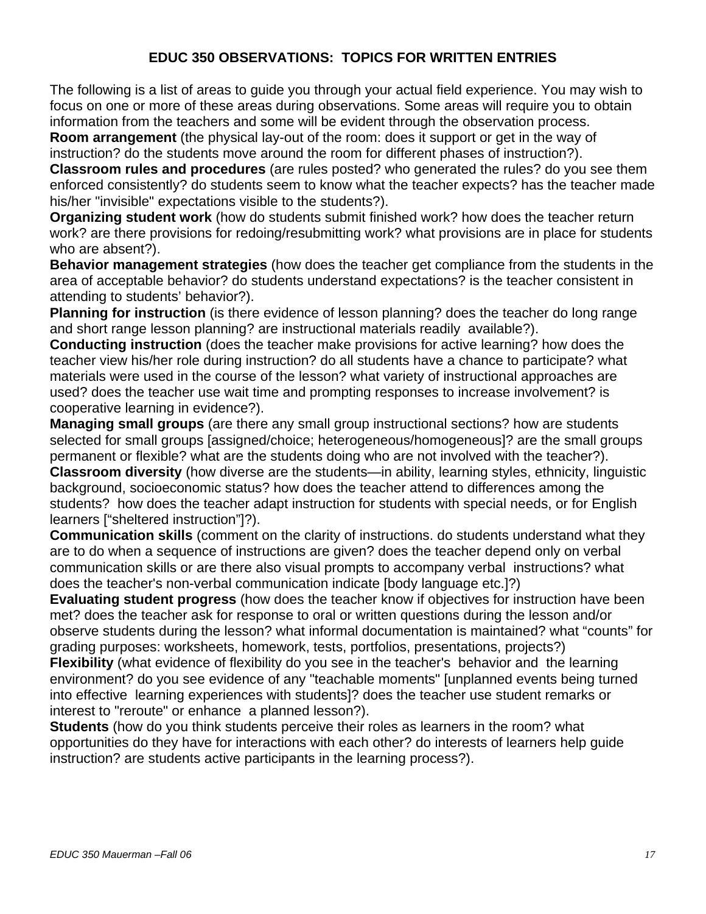# EDUC 350 OBSERVATIONS: TOPICS FOR WRITTEN ENTRIES

The following is a list of areas to guide you through your actual field experience. You may wish to focus on one or more of these areas during observations. Some areas will require you to obtain information from the teachers and some will be evident through the observation process.

**Room arrangement** (the physical lay-out of the room: does it support or get in the way of instruction? do the students move around the room for different phases of instruction?).

**Classroom rules and procedures** (are rules posted? who generated the rules? do you see them enforced consistently? do students seem to know what the teacher expects? has the teacher made his/her "invisible" expectations visible to the students?).

**Organizing student work** (how do students submit finished work? how does the teacher return work? are there provisions for redoing/resubmitting work? what provisions are in place for students who are absent?).

**Behavior management strategies** (how does the teacher get compliance from the students in the area of acceptable behavior? do students understand expectations? is the teacher consistent in attending to students' behavior?).

**Planning for instruction** (is there evidence of lesson planning? does the teacher do long range and short range lesson planning? are instructional materials readily available?).

**Conducting instruction** (does the teacher make provisions for active learning? how does the teacher view his/her role during instruction? do all students have a chance to participate? what materials were used in the course of the lesson? what variety of instructional approaches are used? does the teacher use wait time and prompting responses to increase involvement? is cooperative learning in evidence?).

**Managing small groups** (are there any small group instructional sections? how are students selected for small groups [assigned/choice; heterogeneous/homogeneous]? are the small groups permanent or flexible? what are the students doing who are not involved with the teacher?).

**Classroom diversity** (how diverse are the students—in ability, learning styles, ethnicity, linguistic background, socioeconomic status? how does the teacher attend to differences among the students? how does the teacher adapt instruction for students with special needs, or for English learners ["sheltered instruction"]?).

**Communication skills** (comment on the clarity of instructions. do students understand what they are to do when a sequence of instructions are given? does the teacher depend only on verbal communication skills or are there also visual prompts to accompany verbal instructions? what does the teacher's non-verbal communication indicate [body language etc.]?)

**Evaluating student progress** (how does the teacher know if objectives for instruction have been met? does the teacher ask for response to oral or written questions during the lesson and/or observe students during the lesson? what informal documentation is maintained? what "counts" for grading purposes: worksheets, homework, tests, portfolios, presentations, projects?)

**Flexibility** (what evidence of flexibility do you see in the teacher's behavior and the learning environment? do you see evidence of any "teachable moments" [unplanned events being turned into effective learning experiences with students]? does the teacher use student remarks or interest to "reroute" or enhance a planned lesson?).

**Students** (how do you think students perceive their roles as learners in the room? what opportunities do they have for interactions with each other? do interests of learners help guide instruction? are students active participants in the learning process?).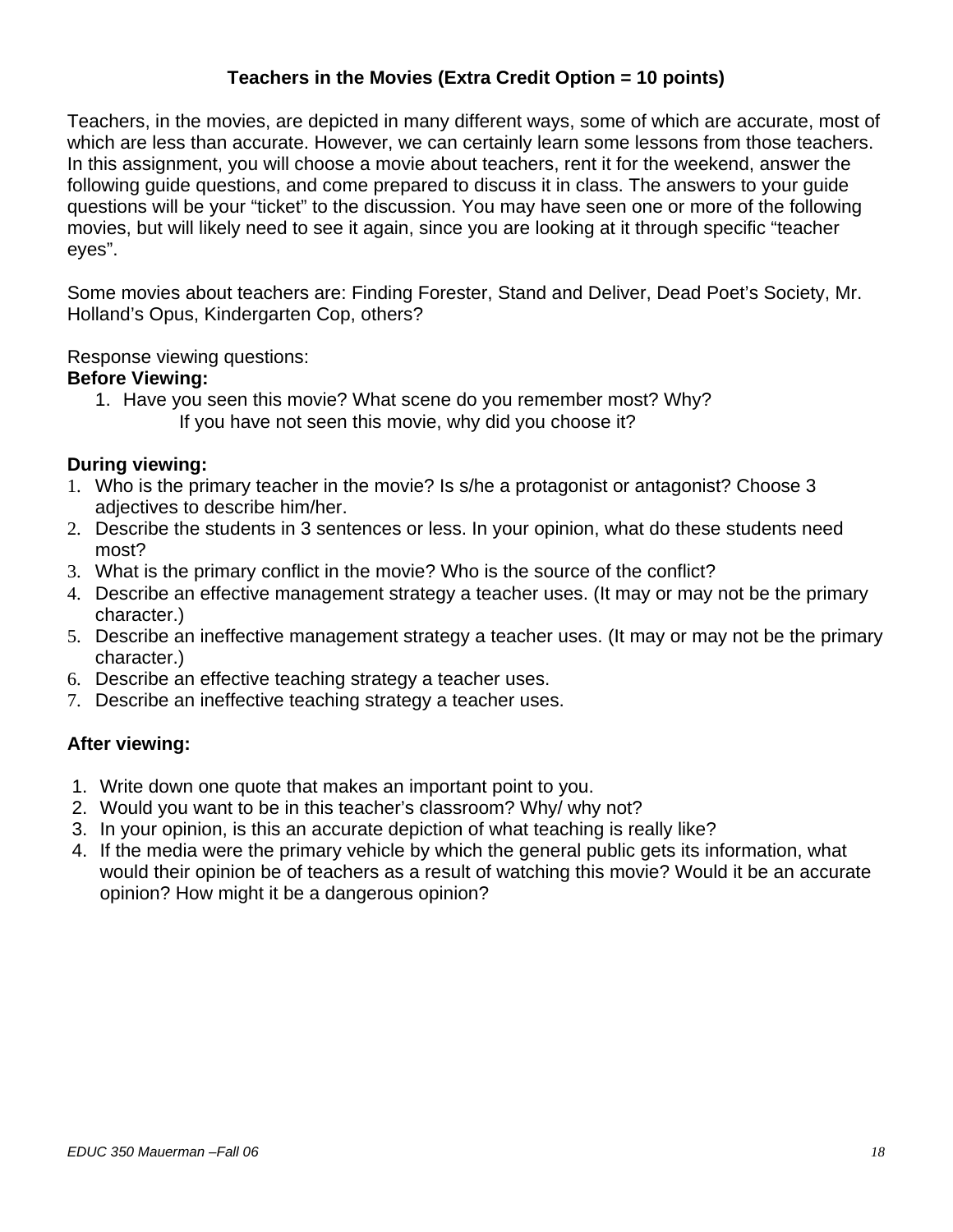# Teachers in the Movies (Extra Credit Option = 10 points)

Teachers, in the movies, are depicted in many different ways, some of which are accurate, most of which are less than accurate. However, we can certainly learn some lessons from those teachers. In this assignment, you will choose a movie about teachers, rent it for the weekend, answer the following guide questions, and come prepared to discuss it in class. The answers to your guide questions will be your "ticket" to the discussion. You may have seen one or more of the following movies, but will likely need to see it again, since you are looking at it through specific "teacher eyes".

Some movies about teachers are: Finding Forester, Stand and Deliver, Dead Poet's Society, Mr. Holland's Opus, Kindergarten Cop, others?

Response viewing questions:

**Before Viewing:**

1. Have you seen this movie? What scene do you remember most? Why?
   If you have not seen this movie, why did you choose it?

**During viewing:**

1. Who is the primary teacher in the movie? Is s/he a protagonist or antagonist? Choose 3 adjectives to describe him/her.
2. Describe the students in 3 sentences or less. In your opinion, what do these students need most?
3. What is the primary conflict in the movie? Who is the source of the conflict?
4. Describe an effective management strategy a teacher uses. (It may or may not be the primary character.)
5. Describe an ineffective management strategy a teacher uses. (It may or may not be the primary character.)
6. Describe an effective teaching strategy a teacher uses.
7. Describe an ineffective teaching strategy a teacher uses.

**After viewing:**

1. Write down one quote that makes an important point to you.
2. Would you want to be in this teacher's classroom? Why/ why not?
3. In your opinion, is this an accurate depiction of what teaching is really like?
4. If the media were the primary vehicle by which the general public gets its information, what would their opinion be of teachers as a result of watching this movie? Would it be an accurate opinion? How might it be a dangerous opinion?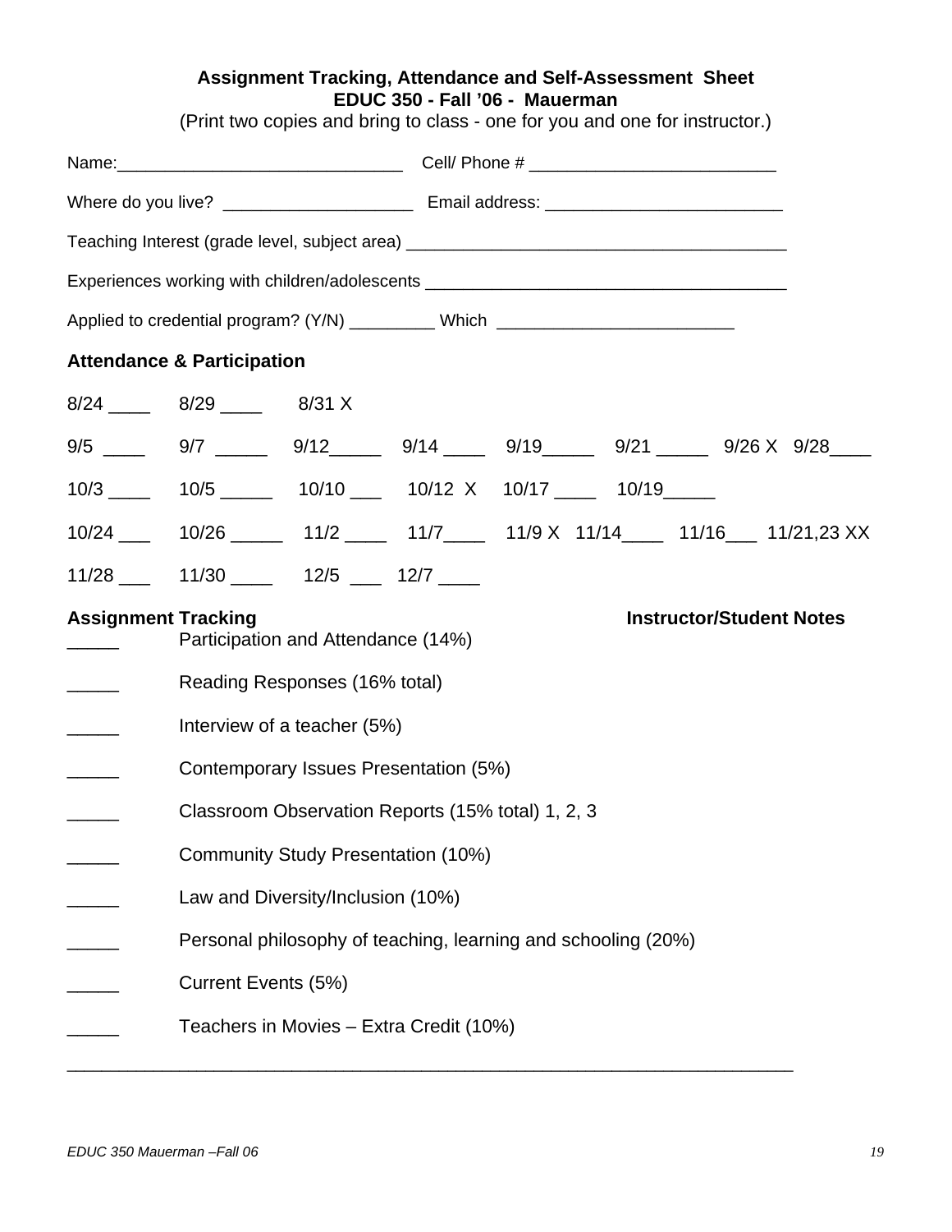**Assignment Tracking, Attendance and Self-Assessment Sheet**
**EDUC 350 - Fall '06 - Mauerman**
(Print two copies and bring to class - one for you and one for instructor.)

Name:______________________________ Cell/ Phone # _________________________

Where do you live? ____________________ Email address: ________________________

Teaching Interest (grade level, subject area) ________________________________________

Experiences working with children/adolescents ______________________________________

Applied to credential program? (Y/N) _________ Which ________________________

**Attendance & Participation**

8/24 ____ 8/29 ____ 8/31 X

9/5 ____ 9/7 _____ 9/12_____ 9/14 ____ 9/19_____ 9/21 _____ 9/26 X 9/28____

10/3 ____ 10/5 _____ 10/10 ___ 10/12 X 10/17 ____ 10/19_____

10/24 ___ 10/26 _____ 11/2 ____ 11/7____ 11/9 X 11/14____ 11/16___ 11/21,23 XX

11/28 ___ 11/30 ____ 12/5 ___ 12/7 ____

**Assignment Tracking** **Instructor/Student Notes**

_____ Participation and Attendance (14%)

_____ Reading Responses (16% total)

_____ Interview of a teacher (5%)

_____ Contemporary Issues Presentation (5%)

_____ Classroom Observation Reports (15% total) 1, 2, 3

_____ Community Study Presentation (10%)

_____ Law and Diversity/Inclusion (10%)

_____ Personal philosophy of teaching, learning and schooling (20%)

_____ Current Events (5%)

_____ Teachers in Movies – Extra Credit (10%)

___________________________________________________________________________